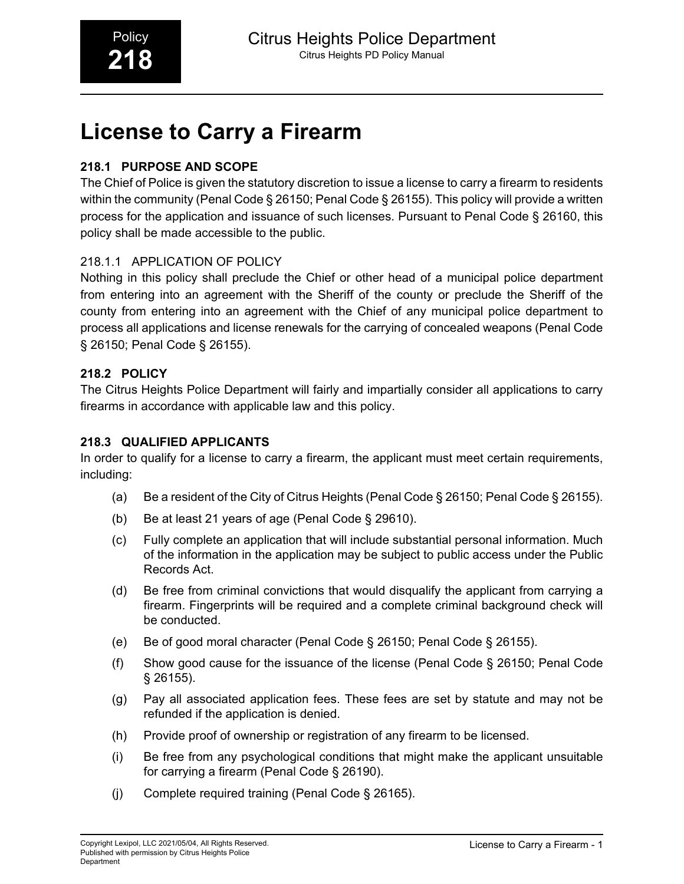# License to Carry a Firearm

## 218.1 PURPOSE AND SCOPE

The Chief of Police is given the statutory discretion to issue a license to carry a firearm to residents within the community (Penal Code § 26150; Penal Code § 26155). This policy will provide a written process for the application and issuance of such licenses. Pursuant to Penal Code § 26160, this policy shall be made accessible to the public.

### 218.1.1 APPLICATION OF POLICY

Nothing in this policy shall preclude the Chief or other head of a municipal police department from entering into an agreement with the Sheriff of the county or preclude the Sheriff of the county from entering into an agreement with the Chief of any municipal police department to process all applications and license renewals for the carrying of concealed weapons (Penal Code § 26150; Penal Code § 26155).

## 218.2 POLICY

The Citrus Heights Police Department will fairly and impartially consider all applications to carry firearms in accordance with applicable law and this policy.

## 218.3 QUALIFIED APPLICANTS

In order to qualify for a license to carry a firearm, the applicant must meet certain requirements, including:

(a) Be a resident of the City of Citrus Heights (Penal Code § 26150; Penal Code § 26155).

(b) Be at least 21 years of age (Penal Code § 29610).

(c) Fully complete an application that will include substantial personal information. Much of the information in the application may be subject to public access under the Public Records Act.

(d) Be free from criminal convictions that would disqualify the applicant from carrying a firearm. Fingerprints will be required and a complete criminal background check will be conducted.

(e) Be of good moral character (Penal Code § 26150; Penal Code § 26155).

(f) Show good cause for the issuance of the license (Penal Code § 26150; Penal Code § 26155).

(g) Pay all associated application fees. These fees are set by statute and may not be refunded if the application is denied.

(h) Provide proof of ownership or registration of any firearm to be licensed.

(i) Be free from any psychological conditions that might make the applicant unsuitable for carrying a firearm (Penal Code § 26190).

(j) Complete required training (Penal Code § 26165).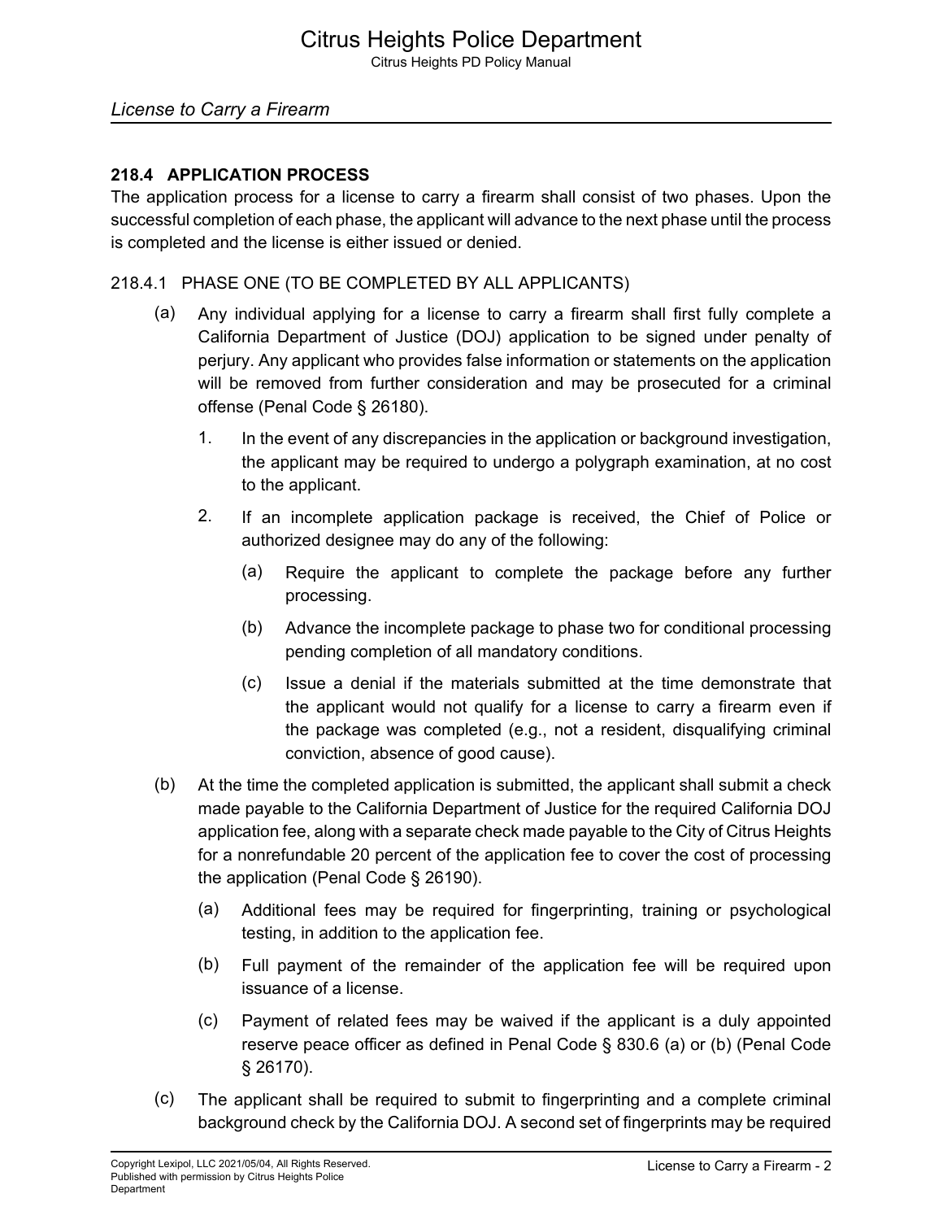### 218.4 APPLICATION PROCESS

The application process for a license to carry a firearm shall consist of two phases. Upon the successful completion of each phase, the applicant will advance to the next phase until the process is completed and the license is either issued or denied.

#### 218.4.1 PHASE ONE (TO BE COMPLETED BY ALL APPLICANTS)

(a) Any individual applying for a license to carry a firearm shall first fully complete a California Department of Justice (DOJ) application to be signed under penalty of perjury. Any applicant who provides false information or statements on the application will be removed from further consideration and may be prosecuted for a criminal offense (Penal Code § 26180).

1. In the event of any discrepancies in the application or background investigation, the applicant may be required to undergo a polygraph examination, at no cost to the applicant.

2. If an incomplete application package is received, the Chief of Police or authorized designee may do any of the following:

    (a) Require the applicant to complete the package before any further processing.

    (b) Advance the incomplete package to phase two for conditional processing pending completion of all mandatory conditions.

    (c) Issue a denial if the materials submitted at the time demonstrate that the applicant would not qualify for a license to carry a firearm even if the package was completed (e.g., not a resident, disqualifying criminal conviction, absence of good cause).

(b) At the time the completed application is submitted, the applicant shall submit a check made payable to the California Department of Justice for the required California DOJ application fee, along with a separate check made payable to the City of Citrus Heights for a nonrefundable 20 percent of the application fee to cover the cost of processing the application (Penal Code § 26190).

    (a) Additional fees may be required for fingerprinting, training or psychological testing, in addition to the application fee.

    (b) Full payment of the remainder of the application fee will be required upon issuance of a license.

    (c) Payment of related fees may be waived if the applicant is a duly appointed reserve peace officer as defined in Penal Code § 830.6 (a) or (b) (Penal Code § 26170).

(c) The applicant shall be required to submit to fingerprinting and a complete criminal background check by the California DOJ. A second set of fingerprints may be required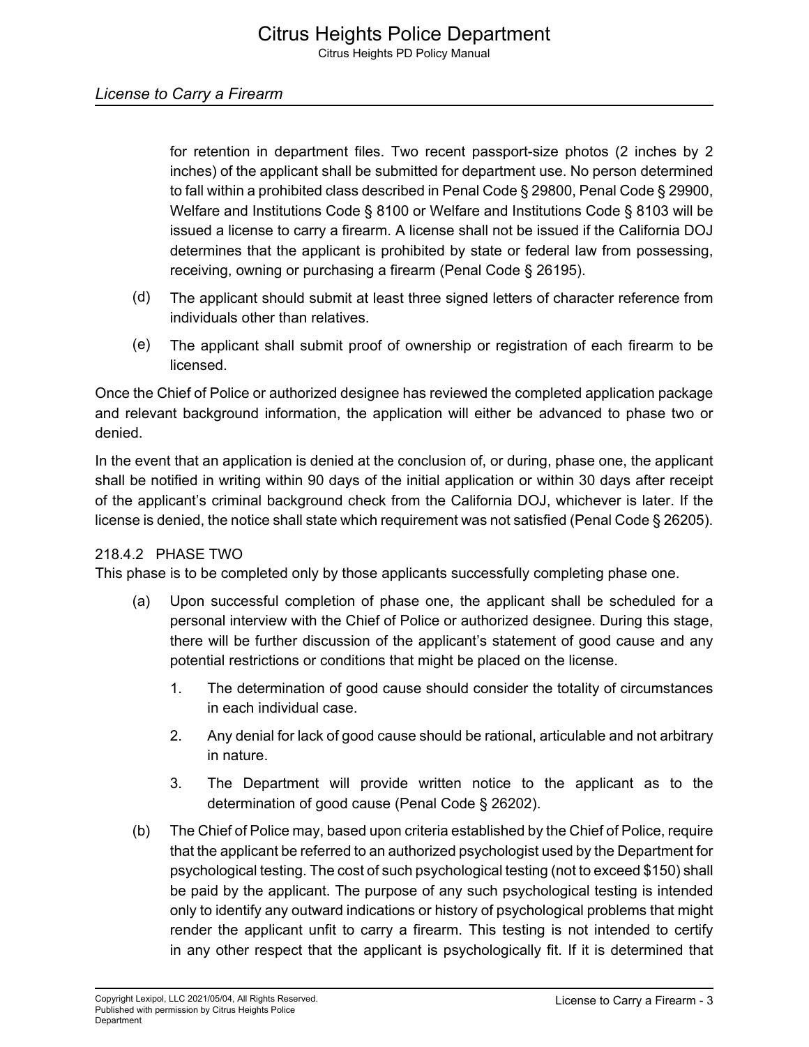for retention in department files. Two recent passport-size photos (2 inches by 2 inches) of the applicant shall be submitted for department use. No person determined to fall within a prohibited class described in Penal Code § 29800, Penal Code § 29900, Welfare and Institutions Code § 8100 or Welfare and Institutions Code § 8103 will be issued a license to carry a firearm. A license shall not be issued if the California DOJ determines that the applicant is prohibited by state or federal law from possessing, receiving, owning or purchasing a firearm (Penal Code § 26195).

(d) The applicant should submit at least three signed letters of character reference from individuals other than relatives.

(e) The applicant shall submit proof of ownership or registration of each firearm to be licensed.

Once the Chief of Police or authorized designee has reviewed the completed application package and relevant background information, the application will either be advanced to phase two or denied.

In the event that an application is denied at the conclusion of, or during, phase one, the applicant shall be notified in writing within 90 days of the initial application or within 30 days after receipt of the applicant's criminal background check from the California DOJ, whichever is later. If the license is denied, the notice shall state which requirement was not satisfied (Penal Code § 26205).

### 218.4.2 PHASE TWO

This phase is to be completed only by those applicants successfully completing phase one.

(a) Upon successful completion of phase one, the applicant shall be scheduled for a personal interview with the Chief of Police or authorized designee. During this stage, there will be further discussion of the applicant's statement of good cause and any potential restrictions or conditions that might be placed on the license.

1. The determination of good cause should consider the totality of circumstances in each individual case.
2. Any denial for lack of good cause should be rational, articulable and not arbitrary in nature.
3. The Department will provide written notice to the applicant as to the determination of good cause (Penal Code § 26202).

(b) The Chief of Police may, based upon criteria established by the Chief of Police, require that the applicant be referred to an authorized psychologist used by the Department for psychological testing. The cost of such psychological testing (not to exceed $150) shall be paid by the applicant. The purpose of any such psychological testing is intended only to identify any outward indications or history of psychological problems that might render the applicant unfit to carry a firearm. This testing is not intended to certify in any other respect that the applicant is psychologically fit. If it is determined that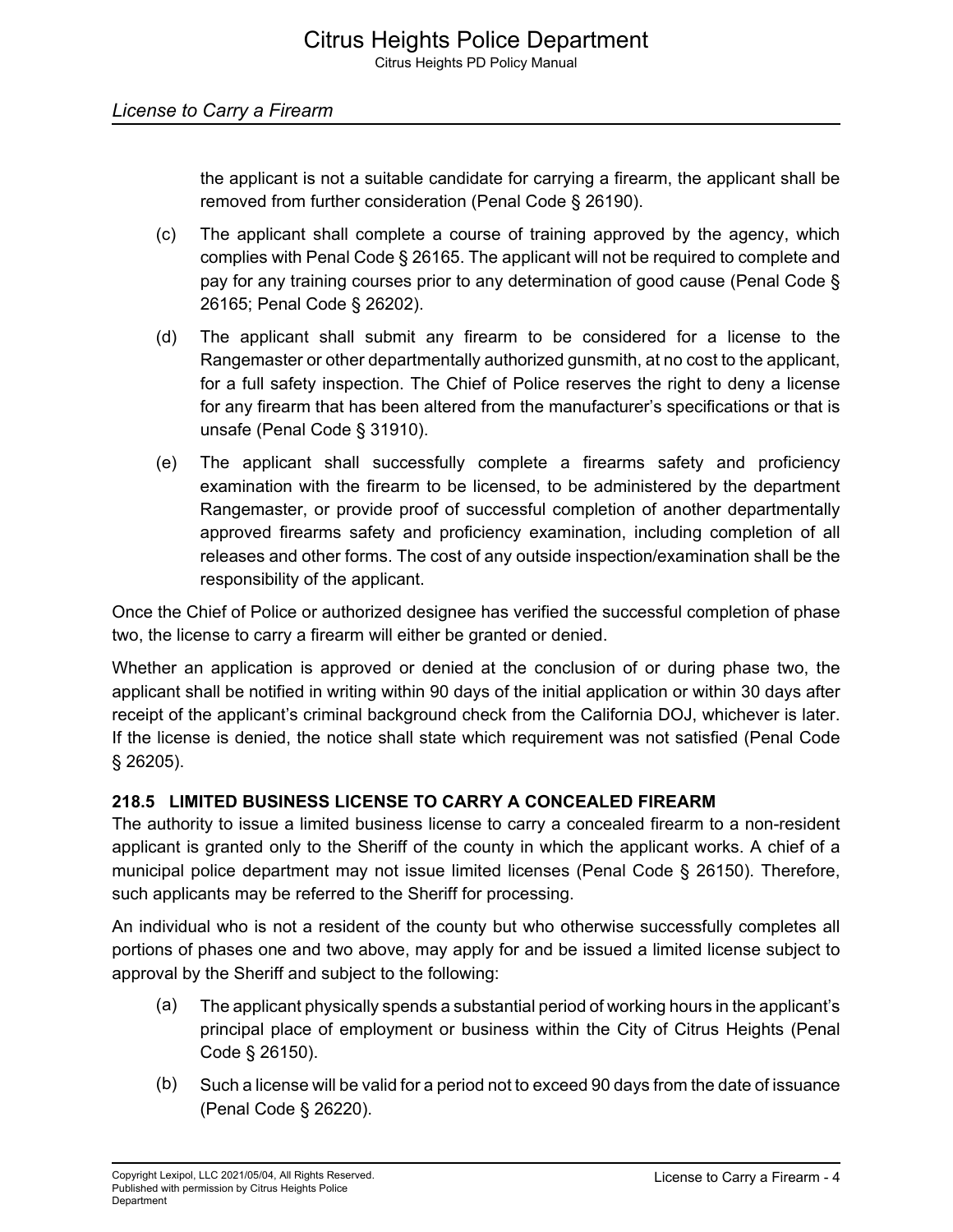the applicant is not a suitable candidate for carrying a firearm, the applicant shall be removed from further consideration (Penal Code § 26190).

(c) The applicant shall complete a course of training approved by the agency, which complies with Penal Code § 26165. The applicant will not be required to complete and pay for any training courses prior to any determination of good cause (Penal Code § 26165; Penal Code § 26202).

(d) The applicant shall submit any firearm to be considered for a license to the Rangemaster or other departmentally authorized gunsmith, at no cost to the applicant, for a full safety inspection. The Chief of Police reserves the right to deny a license for any firearm that has been altered from the manufacturer's specifications or that is unsafe (Penal Code § 31910).

(e) The applicant shall successfully complete a firearms safety and proficiency examination with the firearm to be licensed, to be administered by the department Rangemaster, or provide proof of successful completion of another departmentally approved firearms safety and proficiency examination, including completion of all releases and other forms. The cost of any outside inspection/examination shall be the responsibility of the applicant.

Once the Chief of Police or authorized designee has verified the successful completion of phase two, the license to carry a firearm will either be granted or denied.

Whether an application is approved or denied at the conclusion of or during phase two, the applicant shall be notified in writing within 90 days of the initial application or within 30 days after receipt of the applicant's criminal background check from the California DOJ, whichever is later. If the license is denied, the notice shall state which requirement was not satisfied (Penal Code § 26205).

### 218.5 LIMITED BUSINESS LICENSE TO CARRY A CONCEALED FIREARM

The authority to issue a limited business license to carry a concealed firearm to a non-resident applicant is granted only to the Sheriff of the county in which the applicant works. A chief of a municipal police department may not issue limited licenses (Penal Code § 26150). Therefore, such applicants may be referred to the Sheriff for processing.

An individual who is not a resident of the county but who otherwise successfully completes all portions of phases one and two above, may apply for and be issued a limited license subject to approval by the Sheriff and subject to the following:

(a) The applicant physically spends a substantial period of working hours in the applicant's principal place of employment or business within the City of Citrus Heights (Penal Code § 26150).

(b) Such a license will be valid for a period not to exceed 90 days from the date of issuance (Penal Code § 26220).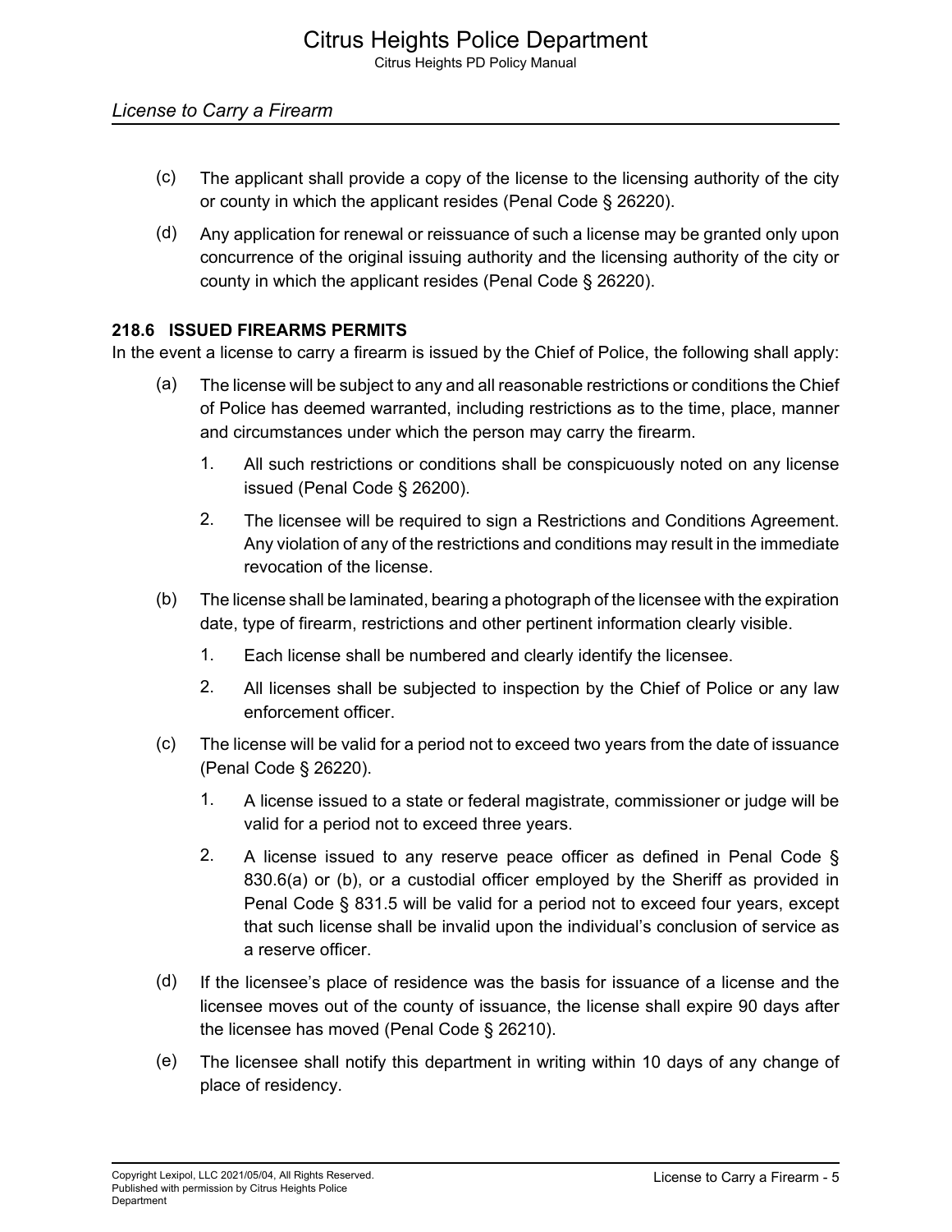(c) The applicant shall provide a copy of the license to the licensing authority of the city or county in which the applicant resides (Penal Code § 26220).

(d) Any application for renewal or reissuance of such a license may be granted only upon concurrence of the original issuing authority and the licensing authority of the city or county in which the applicant resides (Penal Code § 26220).

### 218.6 ISSUED FIREARMS PERMITS

In the event a license to carry a firearm is issued by the Chief of Police, the following shall apply:

(a) The license will be subject to any and all reasonable restrictions or conditions the Chief of Police has deemed warranted, including restrictions as to the time, place, manner and circumstances under which the person may carry the firearm.

1. All such restrictions or conditions shall be conspicuously noted on any license issued (Penal Code § 26200).
2. The licensee will be required to sign a Restrictions and Conditions Agreement. Any violation of any of the restrictions and conditions may result in the immediate revocation of the license.

(b) The license shall be laminated, bearing a photograph of the licensee with the expiration date, type of firearm, restrictions and other pertinent information clearly visible.

1. Each license shall be numbered and clearly identify the licensee.
2. All licenses shall be subjected to inspection by the Chief of Police or any law enforcement officer.

(c) The license will be valid for a period not to exceed two years from the date of issuance (Penal Code § 26220).

1. A license issued to a state or federal magistrate, commissioner or judge will be valid for a period not to exceed three years.
2. A license issued to any reserve peace officer as defined in Penal Code § 830.6(a) or (b), or a custodial officer employed by the Sheriff as provided in Penal Code § 831.5 will be valid for a period not to exceed four years, except that such license shall be invalid upon the individual's conclusion of service as a reserve officer.

(d) If the licensee's place of residence was the basis for issuance of a license and the licensee moves out of the county of issuance, the license shall expire 90 days after the licensee has moved (Penal Code § 26210).

(e) The licensee shall notify this department in writing within 10 days of any change of place of residency.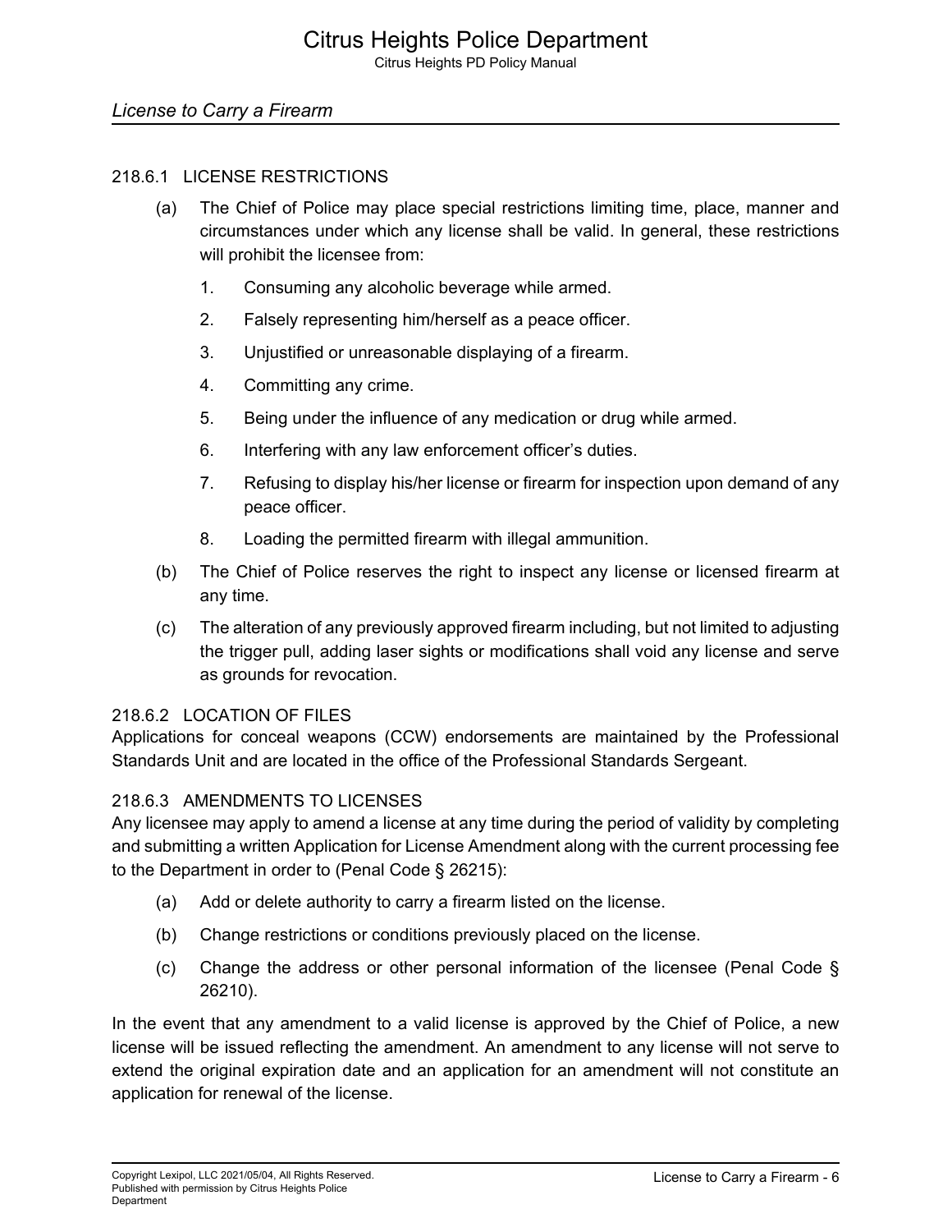#### 218.6.1 LICENSE RESTRICTIONS

(a) The Chief of Police may place special restrictions limiting time, place, manner and circumstances under which any license shall be valid. In general, these restrictions will prohibit the licensee from:

1. Consuming any alcoholic beverage while armed.
2. Falsely representing him/herself as a peace officer.
3. Unjustified or unreasonable displaying of a firearm.
4. Committing any crime.
5. Being under the influence of any medication or drug while armed.
6. Interfering with any law enforcement officer's duties.
7. Refusing to display his/her license or firearm for inspection upon demand of any peace officer.
8. Loading the permitted firearm with illegal ammunition.

(b) The Chief of Police reserves the right to inspect any license or licensed firearm at any time.

(c) The alteration of any previously approved firearm including, but not limited to adjusting the trigger pull, adding laser sights or modifications shall void any license and serve as grounds for revocation.

#### 218.6.2 LOCATION OF FILES

Applications for conceal weapons (CCW) endorsements are maintained by the Professional Standards Unit and are located in the office of the Professional Standards Sergeant.

#### 218.6.3 AMENDMENTS TO LICENSES

Any licensee may apply to amend a license at any time during the period of validity by completing and submitting a written Application for License Amendment along with the current processing fee to the Department in order to (Penal Code § 26215):

(a) Add or delete authority to carry a firearm listed on the license.

(b) Change restrictions or conditions previously placed on the license.

(c) Change the address or other personal information of the licensee (Penal Code § 26210).

In the event that any amendment to a valid license is approved by the Chief of Police, a new license will be issued reflecting the amendment. An amendment to any license will not serve to extend the original expiration date and an application for an amendment will not constitute an application for renewal of the license.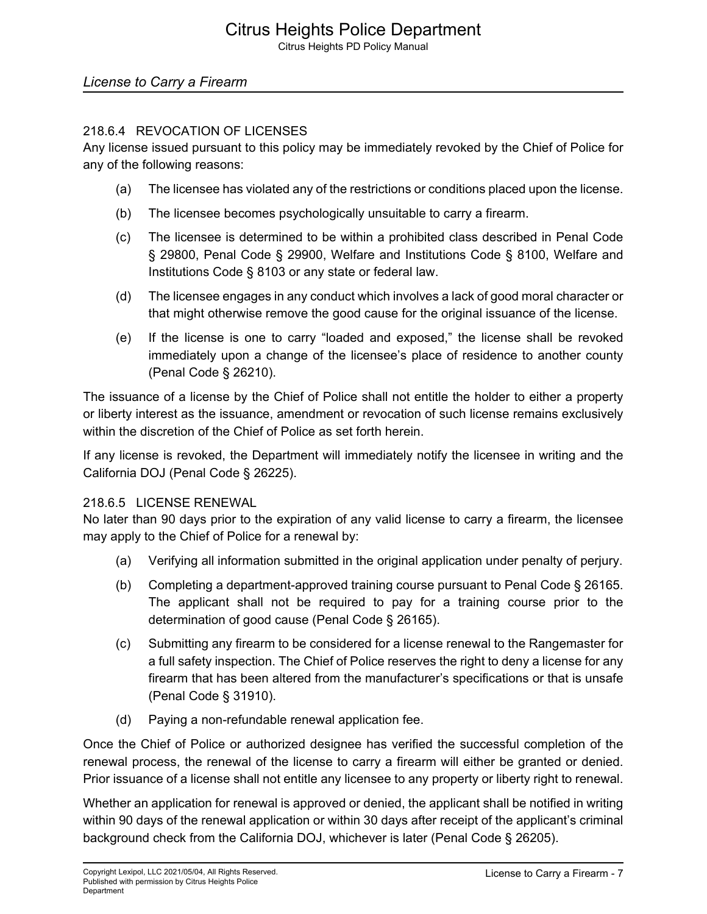#### 218.6.4 REVOCATION OF LICENSES

Any license issued pursuant to this policy may be immediately revoked by the Chief of Police for any of the following reasons:

(a) The licensee has violated any of the restrictions or conditions placed upon the license.

(b) The licensee becomes psychologically unsuitable to carry a firearm.

(c) The licensee is determined to be within a prohibited class described in Penal Code § 29800, Penal Code § 29900, Welfare and Institutions Code § 8100, Welfare and Institutions Code § 8103 or any state or federal law.

(d) The licensee engages in any conduct which involves a lack of good moral character or that might otherwise remove the good cause for the original issuance of the license.

(e) If the license is one to carry "loaded and exposed," the license shall be revoked immediately upon a change of the licensee's place of residence to another county (Penal Code § 26210).

The issuance of a license by the Chief of Police shall not entitle the holder to either a property or liberty interest as the issuance, amendment or revocation of such license remains exclusively within the discretion of the Chief of Police as set forth herein.

If any license is revoked, the Department will immediately notify the licensee in writing and the California DOJ (Penal Code § 26225).

#### 218.6.5 LICENSE RENEWAL

No later than 90 days prior to the expiration of any valid license to carry a firearm, the licensee may apply to the Chief of Police for a renewal by:

(a) Verifying all information submitted in the original application under penalty of perjury.

(b) Completing a department-approved training course pursuant to Penal Code § 26165. The applicant shall not be required to pay for a training course prior to the determination of good cause (Penal Code § 26165).

(c) Submitting any firearm to be considered for a license renewal to the Rangemaster for a full safety inspection. The Chief of Police reserves the right to deny a license for any firearm that has been altered from the manufacturer's specifications or that is unsafe (Penal Code § 31910).

(d) Paying a non-refundable renewal application fee.

Once the Chief of Police or authorized designee has verified the successful completion of the renewal process, the renewal of the license to carry a firearm will either be granted or denied. Prior issuance of a license shall not entitle any licensee to any property or liberty right to renewal.

Whether an application for renewal is approved or denied, the applicant shall be notified in writing within 90 days of the renewal application or within 30 days after receipt of the applicant's criminal background check from the California DOJ, whichever is later (Penal Code § 26205).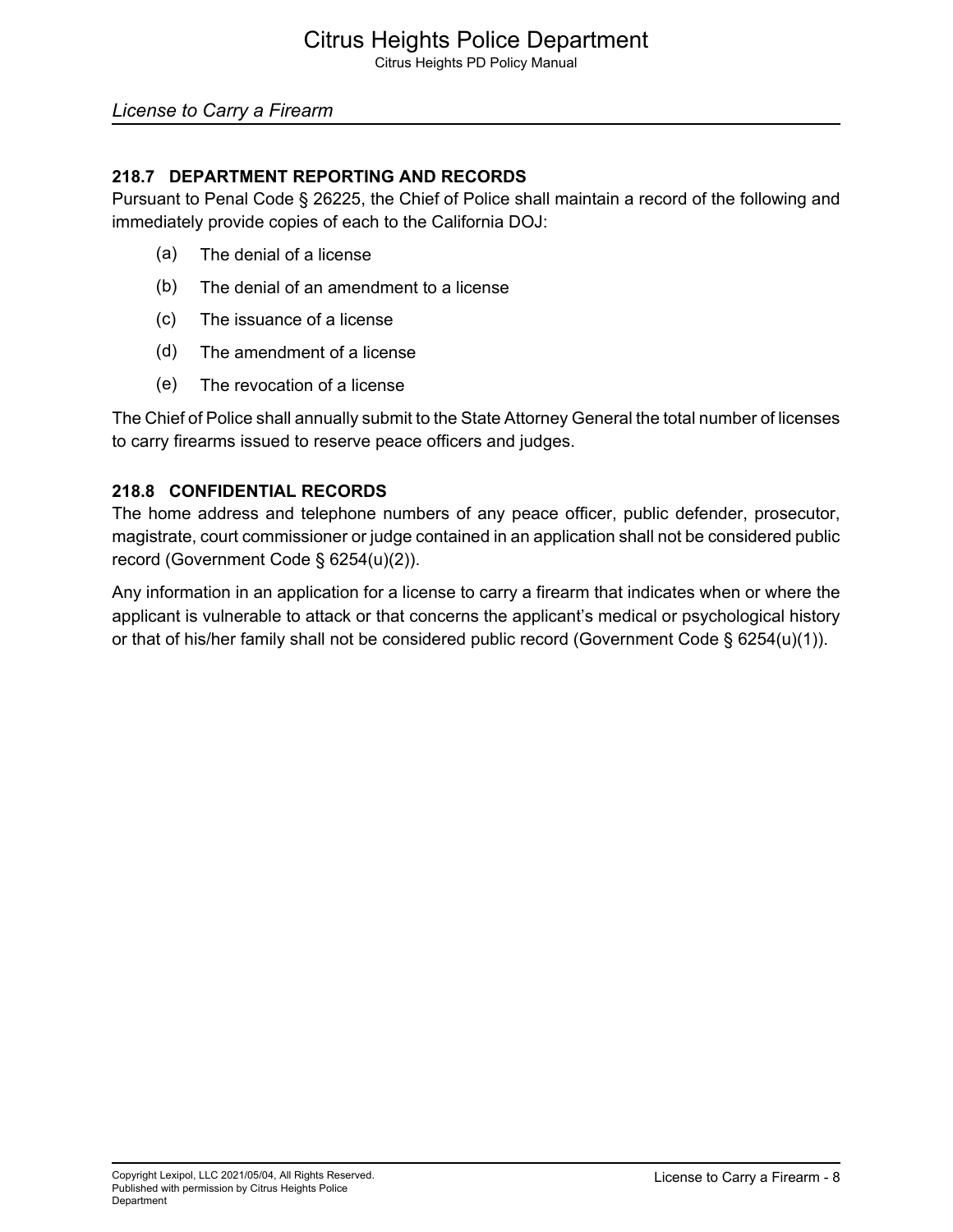## 218.7 DEPARTMENT REPORTING AND RECORDS

Pursuant to Penal Code § 26225, the Chief of Police shall maintain a record of the following and immediately provide copies of each to the California DOJ:

(a) The denial of a license

(b) The denial of an amendment to a license

(c) The issuance of a license

(d) The amendment of a license

(e) The revocation of a license

The Chief of Police shall annually submit to the State Attorney General the total number of licenses to carry firearms issued to reserve peace officers and judges.

## 218.8 CONFIDENTIAL RECORDS

The home address and telephone numbers of any peace officer, public defender, prosecutor, magistrate, court commissioner or judge contained in an application shall not be considered public record (Government Code § 6254(u)(2)).

Any information in an application for a license to carry a firearm that indicates when or where the applicant is vulnerable to attack or that concerns the applicant's medical or psychological history or that of his/her family shall not be considered public record (Government Code § 6254(u)(1)).